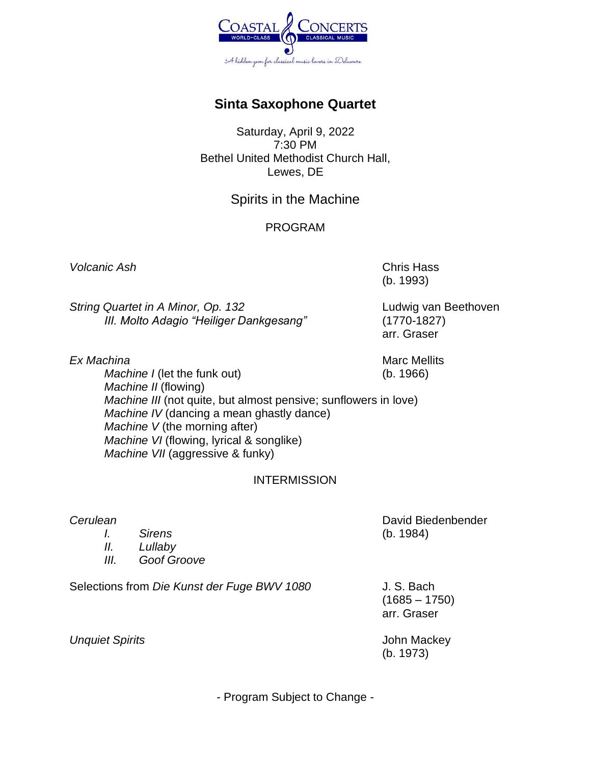Coastal Concerts — World-Class Classical Music

*A hidden gem for classical music lovers in Delaware*

# Sinta Saxophone Quartet

Saturday, April 9, 2022
7:30 PM
Bethel United Methodist Church Hall,
Lewes, DE

## Spirits in the Machine

### PROGRAM

*Volcanic Ash* — Chris Hass (b. 1993)

*String Quartet in A Minor, Op. 132* — Ludwig van Beethoven (1770-1827), arr. Graser
*III. Molto Adagio "Heiliger Dankgesang"*

*Ex Machina* — Marc Mellits (b. 1966)
- *Machine I* (let the funk out)
- *Machine II* (flowing)
- *Machine III* (not quite, but almost pensive; sunflowers in love)
- *Machine IV* (dancing a mean ghastly dance)
- *Machine V* (the morning after)
- *Machine VI* (flowing, lyrical & songlike)
- *Machine VII* (aggressive & funky)

INTERMISSION

*Cerulean* — David Biedenbender (b. 1984)
- *I. Sirens*
- *II. Lullaby*
- *III. Goof Groove*

Selections from *Die Kunst der Fuge BWV 1080* — J. S. Bach (1685 – 1750), arr. Graser

*Unquiet Spirits* — John Mackey (b. 1973)

- Program Subject to Change -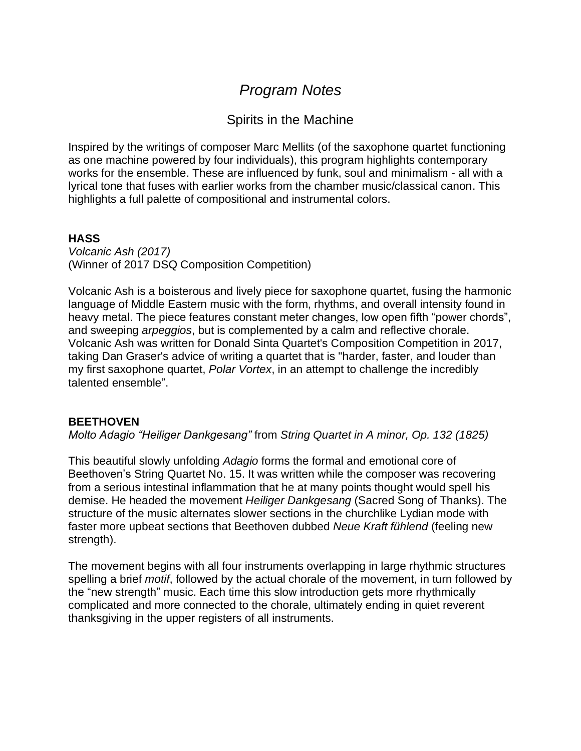# *Program Notes*

## Spirits in the Machine

Inspired by the writings of composer Marc Mellits (of the saxophone quartet functioning as one machine powered by four individuals), this program highlights contemporary works for the ensemble. These are influenced by funk, soul and minimalism - all with a lyrical tone that fuses with earlier works from the chamber music/classical canon. This highlights a full palette of compositional and instrumental colors.

**HASS**
*Volcanic Ash (2017)*
(Winner of 2017 DSQ Composition Competition)

Volcanic Ash is a boisterous and lively piece for saxophone quartet, fusing the harmonic language of Middle Eastern music with the form, rhythms, and overall intensity found in heavy metal. The piece features constant meter changes, low open fifth "power chords", and sweeping *arpeggios*, but is complemented by a calm and reflective chorale. Volcanic Ash was written for Donald Sinta Quartet's Composition Competition in 2017, taking Dan Graser's advice of writing a quartet that is "harder, faster, and louder than my first saxophone quartet, *Polar Vortex*, in an attempt to challenge the incredibly talented ensemble".

**BEETHOVEN**
*Molto Adagio "Heiliger Dankgesang"* from *String Quartet in A minor, Op. 132 (1825)*

This beautiful slowly unfolding *Adagio* forms the formal and emotional core of Beethoven's String Quartet No. 15. It was written while the composer was recovering from a serious intestinal inflammation that he at many points thought would spell his demise. He headed the movement *Heiliger Dankgesang* (Sacred Song of Thanks). The structure of the music alternates slower sections in the churchlike Lydian mode with faster more upbeat sections that Beethoven dubbed *Neue Kraft fühlend* (feeling new strength).

The movement begins with all four instruments overlapping in large rhythmic structures spelling a brief *motif*, followed by the actual chorale of the movement, in turn followed by the "new strength" music. Each time this slow introduction gets more rhythmically complicated and more connected to the chorale, ultimately ending in quiet reverent thanksgiving in the upper registers of all instruments.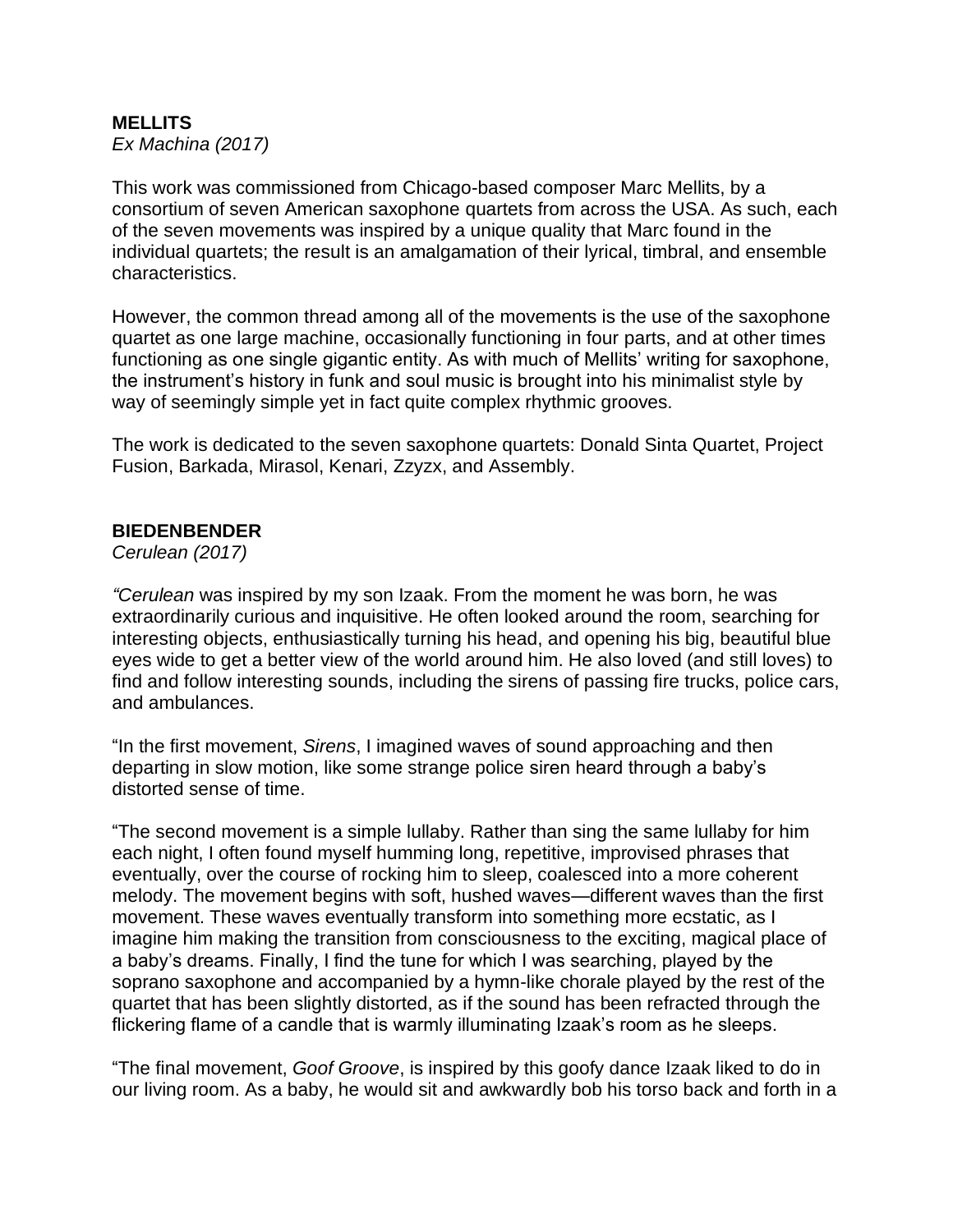**MELLITS**
*Ex Machina (2017)*

This work was commissioned from Chicago-based composer Marc Mellits, by a consortium of seven American saxophone quartets from across the USA. As such, each of the seven movements was inspired by a unique quality that Marc found in the individual quartets; the result is an amalgamation of their lyrical, timbral, and ensemble characteristics.

However, the common thread among all of the movements is the use of the saxophone quartet as one large machine, occasionally functioning in four parts, and at other times functioning as one single gigantic entity. As with much of Mellits' writing for saxophone, the instrument's history in funk and soul music is brought into his minimalist style by way of seemingly simple yet in fact quite complex rhythmic grooves.

The work is dedicated to the seven saxophone quartets: Donald Sinta Quartet, Project Fusion, Barkada, Mirasol, Kenari, Zzyzx, and Assembly.

**BIEDENBENDER**
*Cerulean (2017)*

*"Cerulean* was inspired by my son Izaak. From the moment he was born, he was extraordinarily curious and inquisitive. He often looked around the room, searching for interesting objects, enthusiastically turning his head, and opening his big, beautiful blue eyes wide to get a better view of the world around him. He also loved (and still loves) to find and follow interesting sounds, including the sirens of passing fire trucks, police cars, and ambulances.

"In the first movement, *Sirens*, I imagined waves of sound approaching and then departing in slow motion, like some strange police siren heard through a baby's distorted sense of time.

"The second movement is a simple lullaby. Rather than sing the same lullaby for him each night, I often found myself humming long, repetitive, improvised phrases that eventually, over the course of rocking him to sleep, coalesced into a more coherent melody. The movement begins with soft, hushed waves—different waves than the first movement. These waves eventually transform into something more ecstatic, as I imagine him making the transition from consciousness to the exciting, magical place of a baby's dreams. Finally, I find the tune for which I was searching, played by the soprano saxophone and accompanied by a hymn-like chorale played by the rest of the quartet that has been slightly distorted, as if the sound has been refracted through the flickering flame of a candle that is warmly illuminating Izaak's room as he sleeps.

"The final movement, *Goof Groove*, is inspired by this goofy dance Izaak liked to do in our living room. As a baby, he would sit and awkwardly bob his torso back and forth in a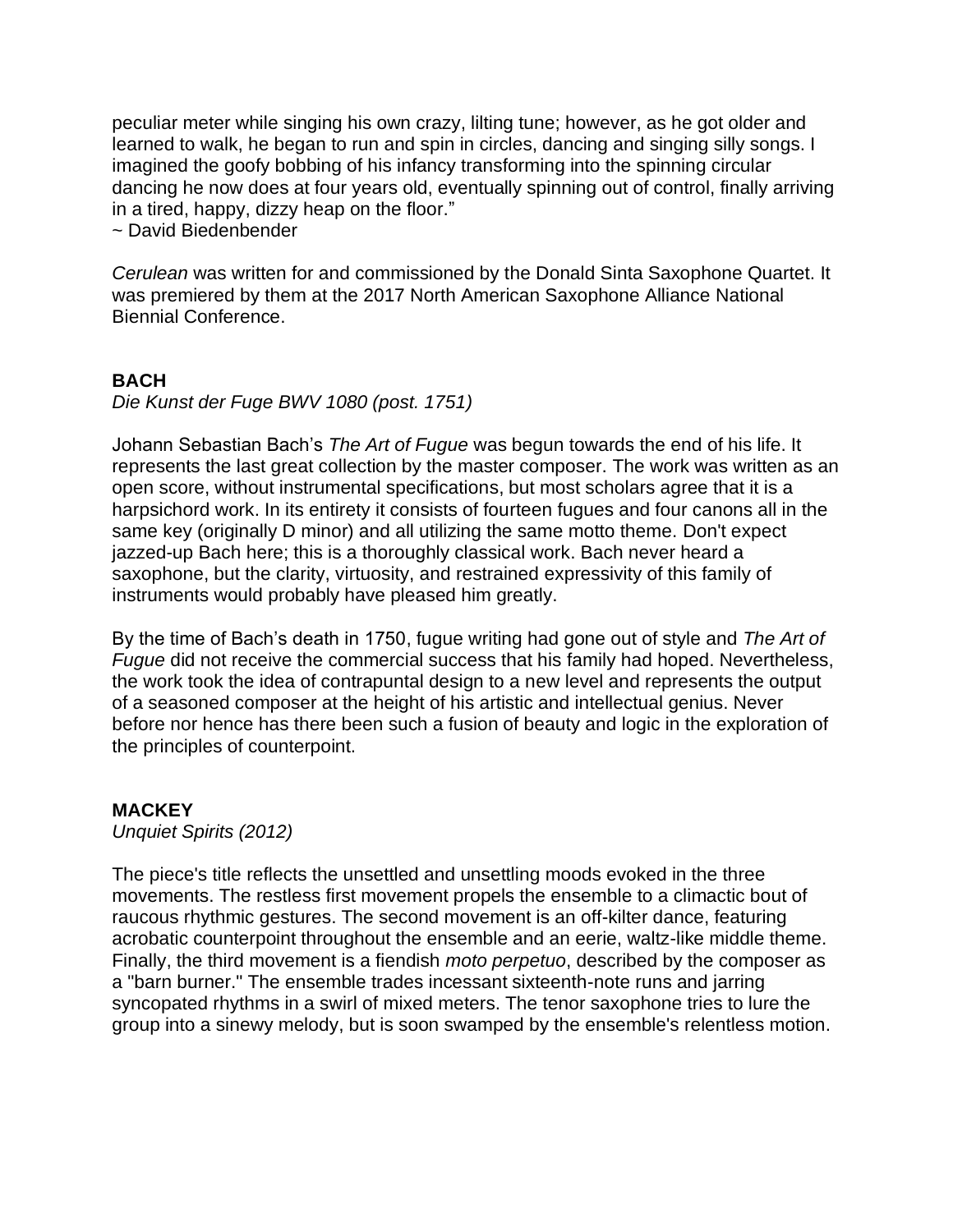peculiar meter while singing his own crazy, lilting tune; however, as he got older and learned to walk, he began to run and spin in circles, dancing and singing silly songs. I imagined the goofy bobbing of his infancy transforming into the spinning circular dancing he now does at four years old, eventually spinning out of control, finally arriving in a tired, happy, dizzy heap on the floor."
~ David Biedenbender

*Cerulean* was written for and commissioned by the Donald Sinta Saxophone Quartet. It was premiered by them at the 2017 North American Saxophone Alliance National Biennial Conference.

**BACH**
*Die Kunst der Fuge BWV 1080 (post. 1751)*

Johann Sebastian Bach's *The Art of Fugue* was begun towards the end of his life. It represents the last great collection by the master composer. The work was written as an open score, without instrumental specifications, but most scholars agree that it is a harpsichord work. In its entirety it consists of fourteen fugues and four canons all in the same key (originally D minor) and all utilizing the same motto theme. Don't expect jazzed-up Bach here; this is a thoroughly classical work. Bach never heard a saxophone, but the clarity, virtuosity, and restrained expressivity of this family of instruments would probably have pleased him greatly.

By the time of Bach's death in 1750, fugue writing had gone out of style and *The Art of Fugue* did not receive the commercial success that his family had hoped. Nevertheless, the work took the idea of contrapuntal design to a new level and represents the output of a seasoned composer at the height of his artistic and intellectual genius. Never before nor hence has there been such a fusion of beauty and logic in the exploration of the principles of counterpoint.

**MACKEY**
*Unquiet Spirits (2012)*

The piece's title reflects the unsettled and unsettling moods evoked in the three movements. The restless first movement propels the ensemble to a climactic bout of raucous rhythmic gestures. The second movement is an off-kilter dance, featuring acrobatic counterpoint throughout the ensemble and an eerie, waltz-like middle theme. Finally, the third movement is a fiendish *moto perpetuo*, described by the composer as a "barn burner." The ensemble trades incessant sixteenth-note runs and jarring syncopated rhythms in a swirl of mixed meters. The tenor saxophone tries to lure the group into a sinewy melody, but is soon swamped by the ensemble's relentless motion.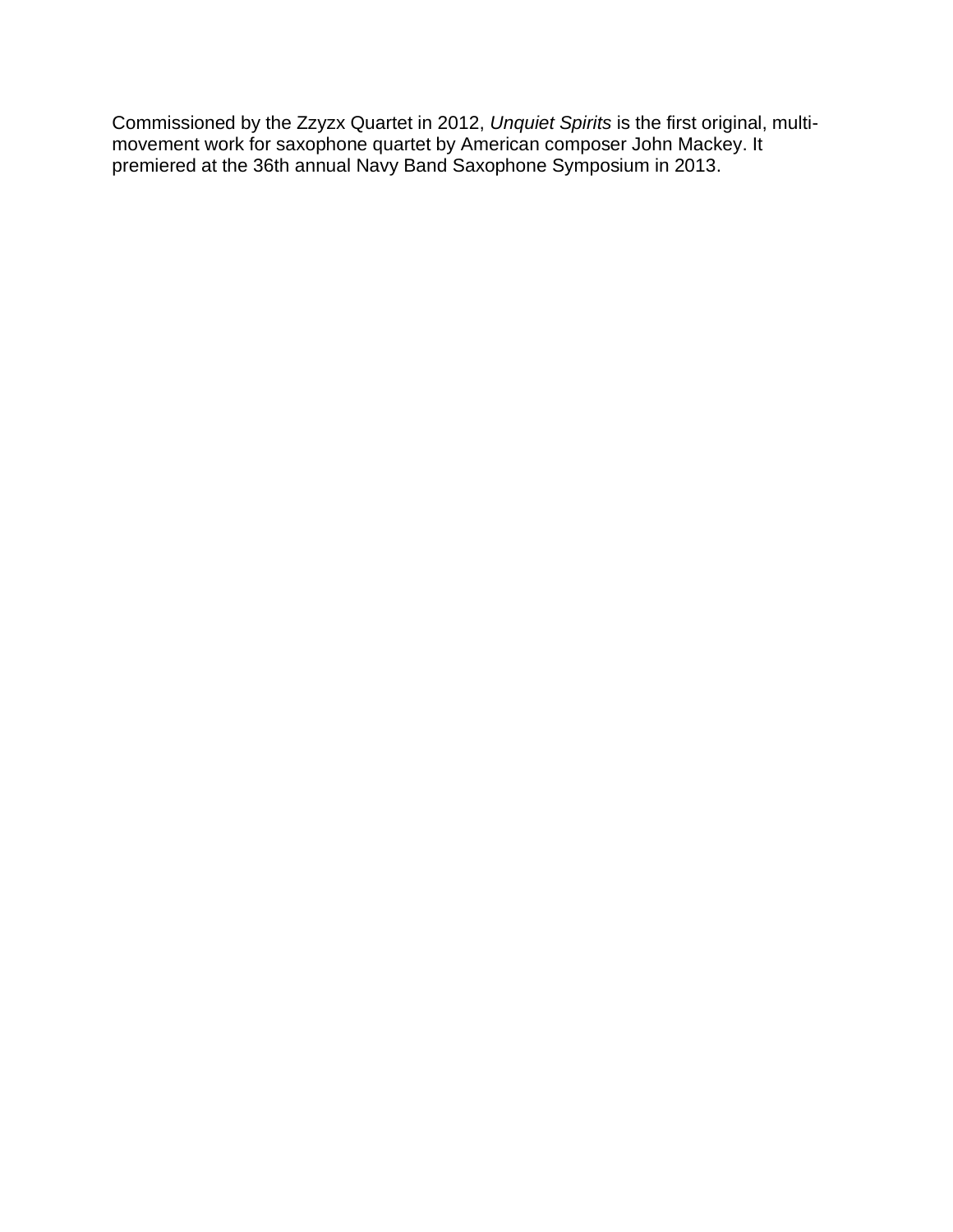Commissioned by the Zzyzx Quartet in 2012, *Unquiet Spirits* is the first original, multi-movement work for saxophone quartet by American composer John Mackey. It premiered at the 36th annual Navy Band Saxophone Symposium in 2013.